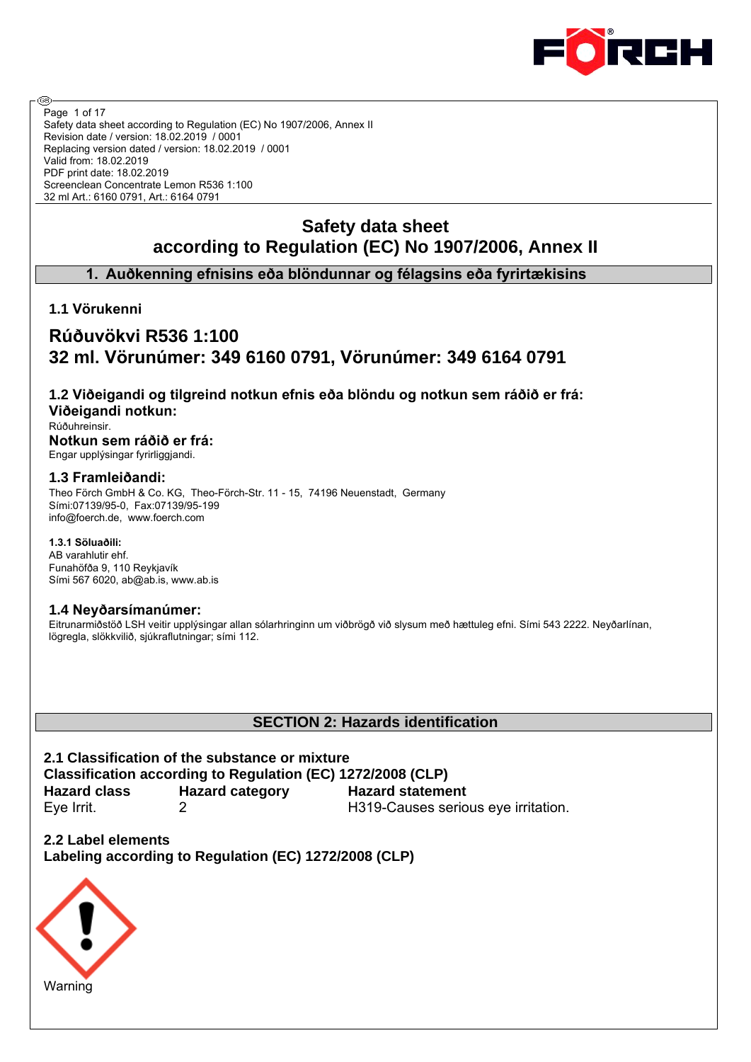Safety data sheet according to Regulation (EC) No 1907/2006, Annex II
Revision date / version: 18.02.2019 / 0001
Replacing version dated / version: 18.02.2019 / 0001
Valid from: 18.02.2019
PDF print date: 18.02.2019
Screenclean Concentrate Lemon R536 1:100
32 ml Art.: 6160 0791, Art.: 6164 0791

# Safety data sheet according to Regulation (EC) No 1907/2006, Annex II

## 1. Auðkenning efnisins eða blöndunnar og félagsins eða fyrirtækisins

### 1.1 Vörukenni

## Rúðuvökvi R536 1:100
## 32 ml. Vörunúmer: 349 6160 0791, Vörunúmer: 349 6164 0791

### 1.2 Viðeigandi og tilgreind notkun efnis eða blöndu og notkun sem ráðið er frá:

**Viðeigandi notkun:**

Rúðuhreinsir.

**Notkun sem ráðið er frá:**

Engar upplýsingar fyrirliggjandi.

### 1.3 Framleiðandi:

Theo Förch GmbH & Co. KG, Theo-Förch-Str. 11 - 15, 74196 Neuenstadt, Germany
Sími:07139/95-0, Fax:07139/95-199
info@foerch.de, www.foerch.com

**1.3.1 Söluaðili:**

AB varahlutir ehf.
Funahöfða 9, 110 Reykjavík
Sími 567 6020, ab@ab.is, www.ab.is

### 1.4 Neyðarsímanúmer:

Eitrunarmiðstöð LSH veitir upplýsingar allan sólarhringinn um viðbrögð við slysum með hættuleg efni. Sími 543 2222. Neyðarlínan, lögregla, slökkvilið, sjúkraflutningar; sími 112.

## SECTION 2: Hazards identification

### 2.1 Classification of the substance or mixture

**Classification according to Regulation (EC) 1272/2008 (CLP)**

| Hazard class | Hazard category | Hazard statement |
|---|---|---|
| Eye Irrit. | 2 | H319-Causes serious eye irritation. |

### 2.2 Label elements

**Labeling according to Regulation (EC) 1272/2008 (CLP)**

Warning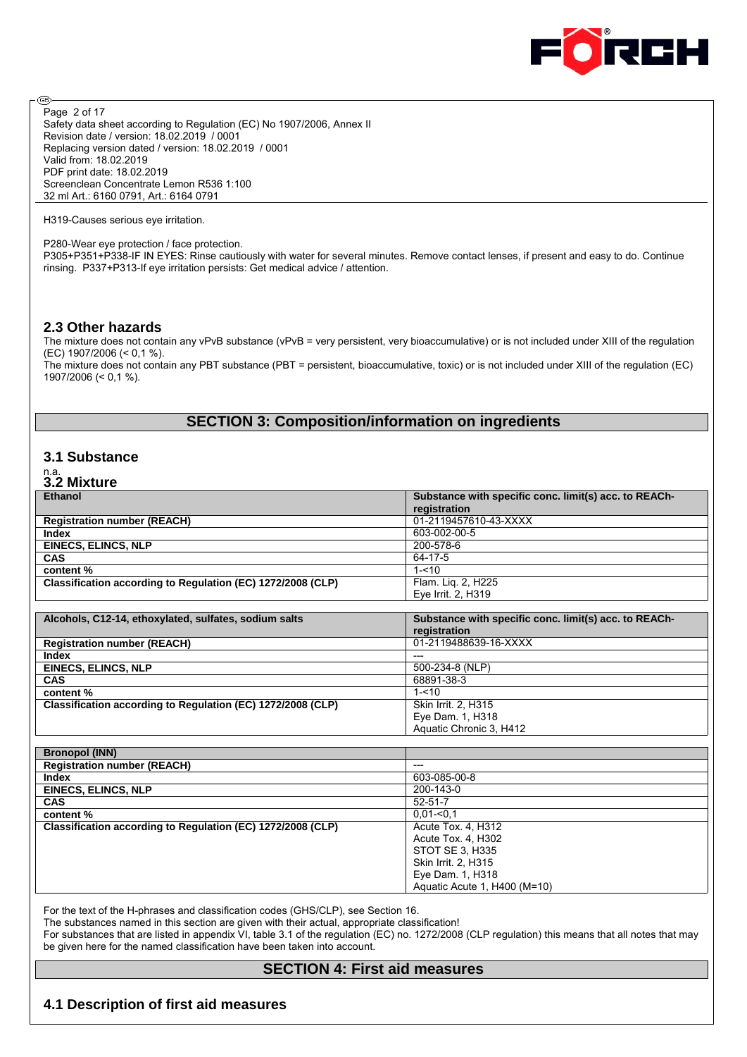H319-Causes serious eye irritation.

P280-Wear eye protection / face protection.
P305+P351+P338-IF IN EYES: Rinse cautiously with water for several minutes. Remove contact lenses, if present and easy to do. Continue rinsing. P337+P313-If eye irritation persists: Get medical advice / attention.

## 2.3 Other hazards

The mixture does not contain any vPvB substance (vPvB = very persistent, very bioaccumulative) or is not included under XIII of the regulation (EC) 1907/2006 (< 0,1 %).
The mixture does not contain any PBT substance (PBT = persistent, bioaccumulative, toxic) or is not included under XIII of the regulation (EC) 1907/2006 (< 0,1 %).

# SECTION 3: Composition/information on ingredients

## 3.1 Substance

n.a.

## 3.2 Mixture

| Ethanol | Substance with specific conc. limit(s) acc. to REACh-registration |
|---|---|
| **Registration number (REACH)** | 01-2119457610-43-XXXX |
| **Index** | 603-002-00-5 |
| **EINECS, ELINCS, NLP** | 200-578-6 |
| **CAS** | 64-17-5 |
| **content %** | 1-<10 |
| **Classification according to Regulation (EC) 1272/2008 (CLP)** | Flam. Liq. 2, H225<br>Eye Irrit. 2, H319 |

| Alcohols, C12-14, ethoxylated, sulfates, sodium salts | Substance with specific conc. limit(s) acc. to REACh-registration |
|---|---|
| **Registration number (REACH)** | 01-2119488639-16-XXXX |
| **Index** | --- |
| **EINECS, ELINCS, NLP** | 500-234-8 (NLP) |
| **CAS** | 68891-38-3 |
| **content %** | 1-<10 |
| **Classification according to Regulation (EC) 1272/2008 (CLP)** | Skin Irrit. 2, H315<br>Eye Dam. 1, H318<br>Aquatic Chronic 3, H412 |

| Bronopol (INN) | |
|---|---|
| **Registration number (REACH)** | --- |
| **Index** | 603-085-00-8 |
| **EINECS, ELINCS, NLP** | 200-143-0 |
| **CAS** | 52-51-7 |
| **content %** | 0,01-<0,1 |
| **Classification according to Regulation (EC) 1272/2008 (CLP)** | Acute Tox. 4, H312<br>Acute Tox. 4, H302<br>STOT SE 3, H335<br>Skin Irrit. 2, H315<br>Eye Dam. 1, H318<br>Aquatic Acute 1, H400 (M=10) |

For the text of the H-phrases and classification codes (GHS/CLP), see Section 16.
The substances named in this section are given with their actual, appropriate classification!
For substances that are listed in appendix VI, table 3.1 of the regulation (EC) no. 1272/2008 (CLP regulation) this means that all notes that may be given here for the named classification have been taken into account.

# SECTION 4: First aid measures

## 4.1 Description of first aid measures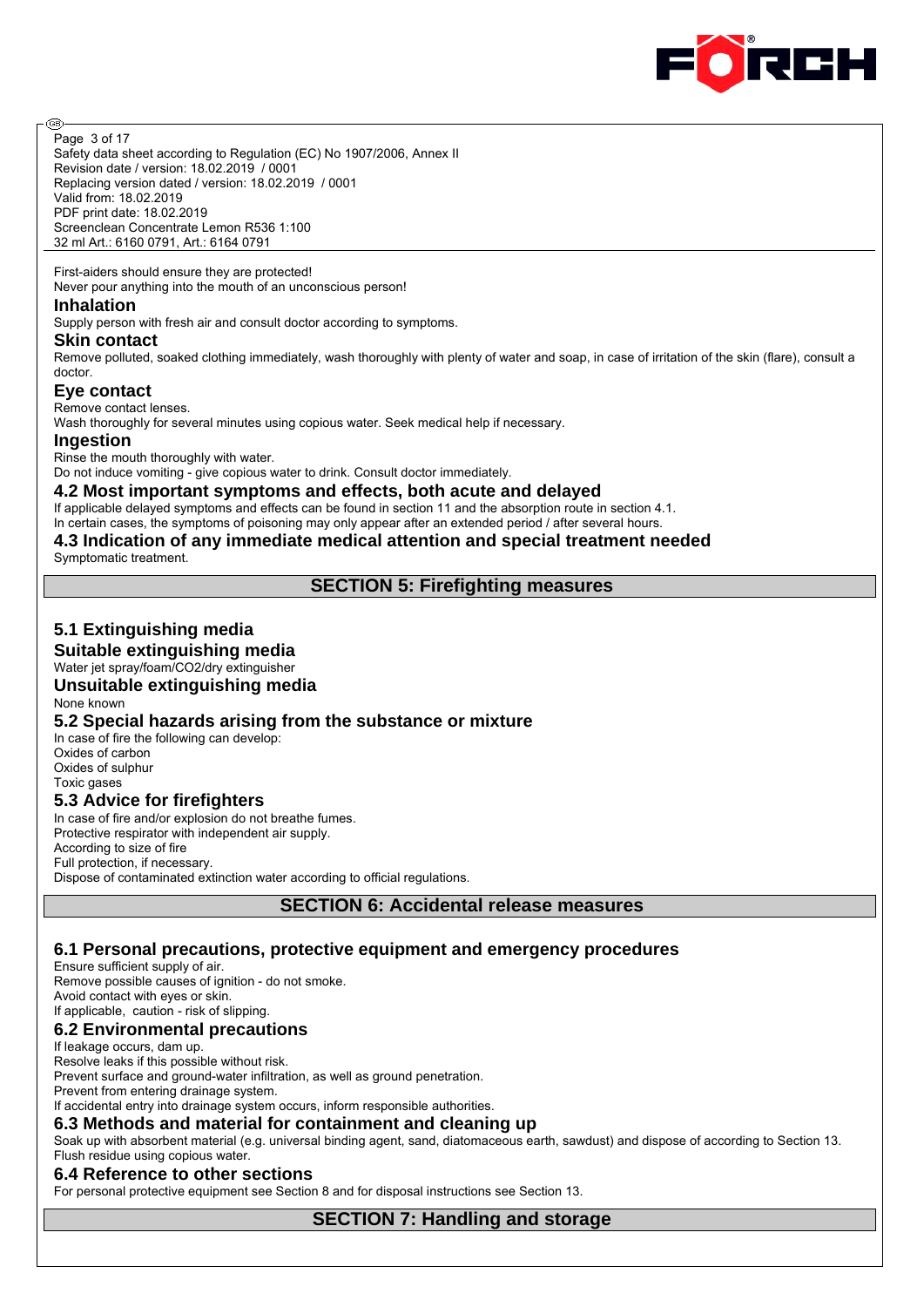First-aiders should ensure they are protected!
Never pour anything into the mouth of an unconscious person!

### Inhalation

Supply person with fresh air and consult doctor according to symptoms.

### Skin contact

Remove polluted, soaked clothing immediately, wash thoroughly with plenty of water and soap, in case of irritation of the skin (flare), consult a doctor.

### Eye contact

Remove contact lenses.
Wash thoroughly for several minutes using copious water. Seek medical help if necessary.

### Ingestion

Rinse the mouth thoroughly with water.
Do not induce vomiting - give copious water to drink. Consult doctor immediately.

### 4.2 Most important symptoms and effects, both acute and delayed

If applicable delayed symptoms and effects can be found in section 11 and the absorption route in section 4.1.
In certain cases, the symptoms of poisoning may only appear after an extended period / after several hours.

### 4.3 Indication of any immediate medical attention and special treatment needed

Symptomatic treatment.

## SECTION 5: Firefighting measures

### 5.1 Extinguishing media

### Suitable extinguishing media

Water jet spray/foam/CO2/dry extinguisher

### Unsuitable extinguishing media

None known

### 5.2 Special hazards arising from the substance or mixture

In case of fire the following can develop:
Oxides of carbon
Oxides of sulphur
Toxic gases

### 5.3 Advice for firefighters

In case of fire and/or explosion do not breathe fumes.
Protective respirator with independent air supply.
According to size of fire
Full protection, if necessary.
Dispose of contaminated extinction water according to official regulations.

## SECTION 6: Accidental release measures

### 6.1 Personal precautions, protective equipment and emergency procedures

Ensure sufficient supply of air.
Remove possible causes of ignition - do not smoke.
Avoid contact with eyes or skin.
If applicable, caution - risk of slipping.

### 6.2 Environmental precautions

If leakage occurs, dam up.
Resolve leaks if this possible without risk.
Prevent surface and ground-water infiltration, as well as ground penetration.
Prevent from entering drainage system.
If accidental entry into drainage system occurs, inform responsible authorities.

### 6.3 Methods and material for containment and cleaning up

Soak up with absorbent material (e.g. universal binding agent, sand, diatomaceous earth, sawdust) and dispose of according to Section 13.
Flush residue using copious water.

### 6.4 Reference to other sections

For personal protective equipment see Section 8 and for disposal instructions see Section 13.

## SECTION 7: Handling and storage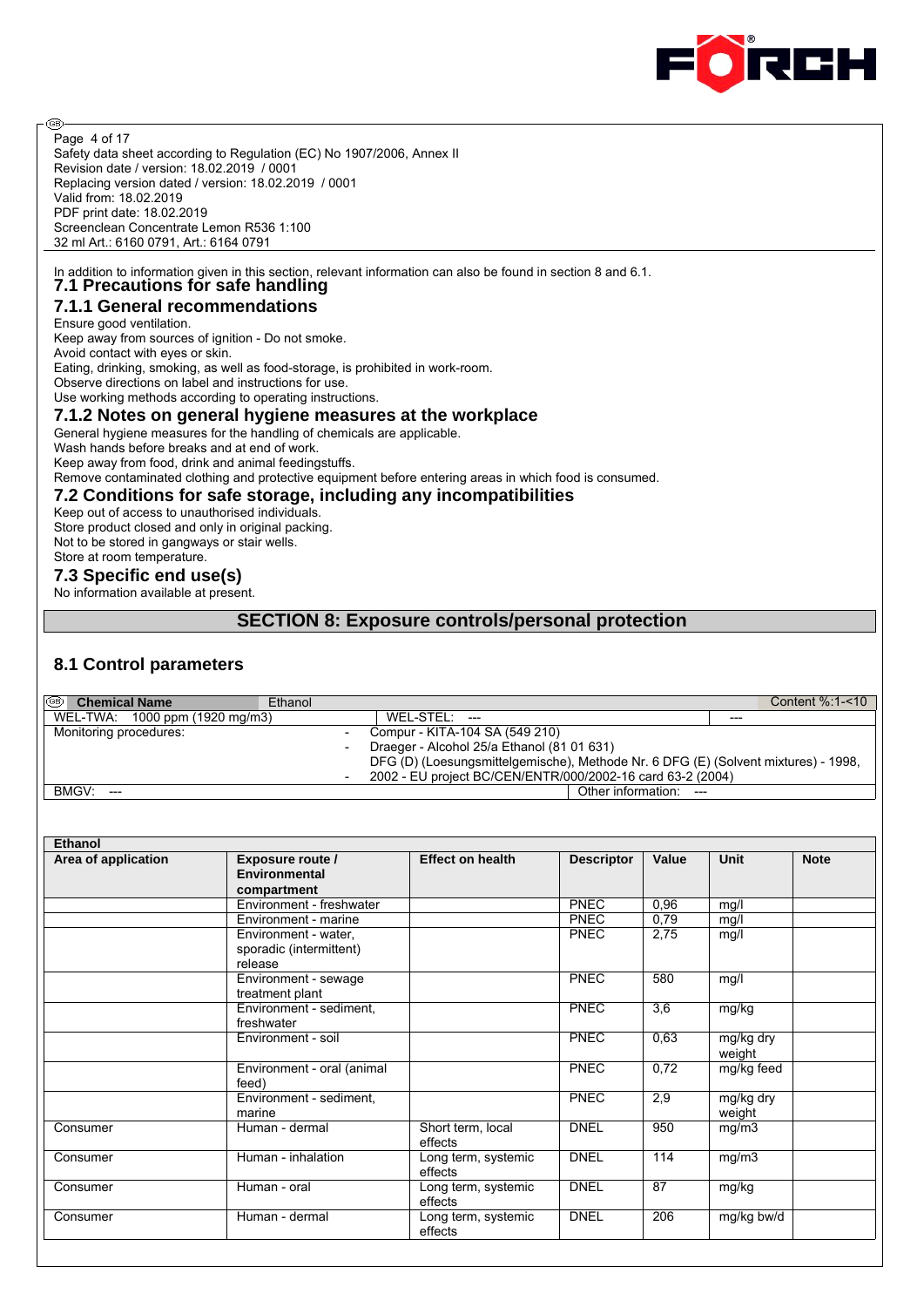In addition to information given in this section, relevant information can also be found in section 8 and 6.1.

### 7.1 Precautions for safe handling

### 7.1.1 General recommendations

Ensure good ventilation.
Keep away from sources of ignition - Do not smoke.
Avoid contact with eyes or skin.
Eating, drinking, smoking, as well as food-storage, is prohibited in work-room.
Observe directions on label and instructions for use.
Use working methods according to operating instructions.

### 7.1.2 Notes on general hygiene measures at the workplace

General hygiene measures for the handling of chemicals are applicable.
Wash hands before breaks and at end of work.
Keep away from food, drink and animal feedingstuffs.
Remove contaminated clothing and protective equipment before entering areas in which food is consumed.

### 7.2 Conditions for safe storage, including any incompatibilities

Keep out of access to unauthorised individuals.
Store product closed and only in original packing.
Not to be stored in gangways or stair wells.
Store at room temperature.

### 7.3 Specific end use(s)

No information available at present.

## SECTION 8: Exposure controls/personal protection

### 8.1 Control parameters

| **Chemical Name** | Ethanol | Content %:1-<10 |
|---|---|---|
| WEL-TWA: 1000 ppm (1920 mg/m3) | WEL-STEL: --- | --- |
| Monitoring procedures: | - Compur - KITA-104 SA (549 210)<br>- Draeger - Alcohol 25/a Ethanol (81 01 631)<br>- DFG (D) (Loesungsmittelgemische), Methode Nr. 6 DFG (E) (Solvent mixtures) - 1998, 2002 - EU project BC/CEN/ENTR/000/2002-16 card 63-2 (2004) | |
| BMGV: --- | Other information: --- | |

**Ethanol**

| Area of application | Exposure route / Environmental compartment | Effect on health | Descriptor | Value | Unit | Note |
|---|---|---|---|---|---|---|
| | Environment - freshwater | | PNEC | 0,96 | mg/l | |
| | Environment - marine | | PNEC | 0,79 | mg/l | |
| | Environment - water, sporadic (intermittent) release | | PNEC | 2,75 | mg/l | |
| | Environment - sewage treatment plant | | PNEC | 580 | mg/l | |
| | Environment - sediment, freshwater | | PNEC | 3,6 | mg/kg | |
| | Environment - soil | | PNEC | 0,63 | mg/kg dry weight | |
| | Environment - oral (animal feed) | | PNEC | 0,72 | mg/kg feed | |
| | Environment - sediment, marine | | PNEC | 2,9 | mg/kg dry weight | |
| Consumer | Human - dermal | Short term, local effects | DNEL | 950 | mg/m3 | |
| Consumer | Human - inhalation | Long term, systemic effects | DNEL | 114 | mg/m3 | |
| Consumer | Human - oral | Long term, systemic effects | DNEL | 87 | mg/kg | |
| Consumer | Human - dermal | Long term, systemic effects | DNEL | 206 | mg/kg bw/d | |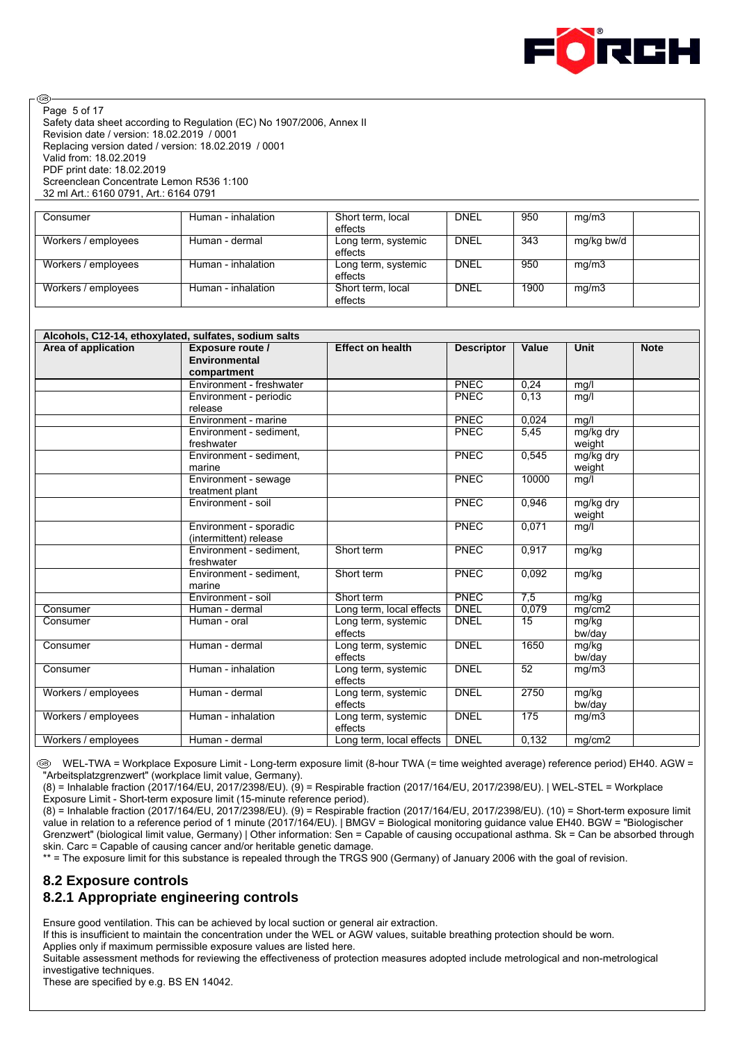| Consumer | Human - inhalation | Short term, local effects | DNEL | 950 | mg/m3 | |
|---|---|---|---|---|---|---|
| Workers / employees | Human - dermal | Long term, systemic effects | DNEL | 343 | mg/kg bw/d | |
| Workers / employees | Human - inhalation | Long term, systemic effects | DNEL | 950 | mg/m3 | |
| Workers / employees | Human - inhalation | Short term, local effects | DNEL | 1900 | mg/m3 | |

| Alcohols, C12-14, ethoxylated, sulfates, sodium salts | | | | | | |
|---|---|---|---|---|---|---|
| **Area of application** | **Exposure route / Environmental compartment** | **Effect on health** | **Descriptor** | **Value** | **Unit** | **Note** |
| | Environment - freshwater | | PNEC | 0,24 | mg/l | |
| | Environment - periodic release | | PNEC | 0,13 | mg/l | |
| | Environment - marine | | PNEC | 0,024 | mg/l | |
| | Environment - sediment, freshwater | | PNEC | 5,45 | mg/kg dry weight | |
| | Environment - sediment, marine | | PNEC | 0,545 | mg/kg dry weight | |
| | Environment - sewage treatment plant | | PNEC | 10000 | mg/l | |
| | Environment - soil | | PNEC | 0,946 | mg/kg dry weight | |
| | Environment - sporadic (intermittent) release | | PNEC | 0,071 | mg/l | |
| | Environment - sediment, freshwater | Short term | PNEC | 0,917 | mg/kg | |
| | Environment - sediment, marine | Short term | PNEC | 0,092 | mg/kg | |
| | Environment - soil | Short term | PNEC | 7,5 | mg/kg | |
| Consumer | Human - dermal | Long term, local effects | DNEL | 0,079 | mg/cm2 | |
| Consumer | Human - oral | Long term, systemic effects | DNEL | 15 | mg/kg bw/day | |
| Consumer | Human - dermal | Long term, systemic effects | DNEL | 1650 | mg/kg bw/day | |
| Consumer | Human - inhalation | Long term, systemic effects | DNEL | 52 | mg/m3 | |
| Workers / employees | Human - dermal | Long term, systemic effects | DNEL | 2750 | mg/kg bw/day | |
| Workers / employees | Human - inhalation | Long term, systemic effects | DNEL | 175 | mg/m3 | |
| Workers / employees | Human - dermal | Long term, local effects | DNEL | 0,132 | mg/cm2 | |

(GB) WEL-TWA = Workplace Exposure Limit - Long-term exposure limit (8-hour TWA (= time weighted average) reference period) EH40. AGW = "Arbeitsplatzgrenzwert" (workplace limit value, Germany).
(8) = Inhalable fraction (2017/164/EU, 2017/2398/EU). (9) = Respirable fraction (2017/164/EU, 2017/2398/EU). | WEL-STEL = Workplace Exposure Limit - Short-term exposure limit (15-minute reference period).
(8) = Inhalable fraction (2017/164/EU, 2017/2398/EU). (9) = Respirable fraction (2017/164/EU, 2017/2398/EU). (10) = Short-term exposure limit value in relation to a reference period of 1 minute (2017/164/EU). | BMGV = Biological monitoring guidance value EH40. BGW = "Biologischer Grenzwert" (biological limit value, Germany) | Other information: Sen = Capable of causing occupational asthma. Sk = Can be absorbed through skin. Carc = Capable of causing cancer and/or heritable genetic damage.
** = The exposure limit for this substance is repealed through the TRGS 900 (Germany) of January 2006 with the goal of revision.

## 8.2 Exposure controls

### 8.2.1 Appropriate engineering controls

Ensure good ventilation. This can be achieved by local suction or general air extraction.
If this is insufficient to maintain the concentration under the WEL or AGW values, suitable breathing protection should be worn.
Applies only if maximum permissible exposure values are listed here.
Suitable assessment methods for reviewing the effectiveness of protection measures adopted include metrological and non-metrological investigative techniques.
These are specified by e.g. BS EN 14042.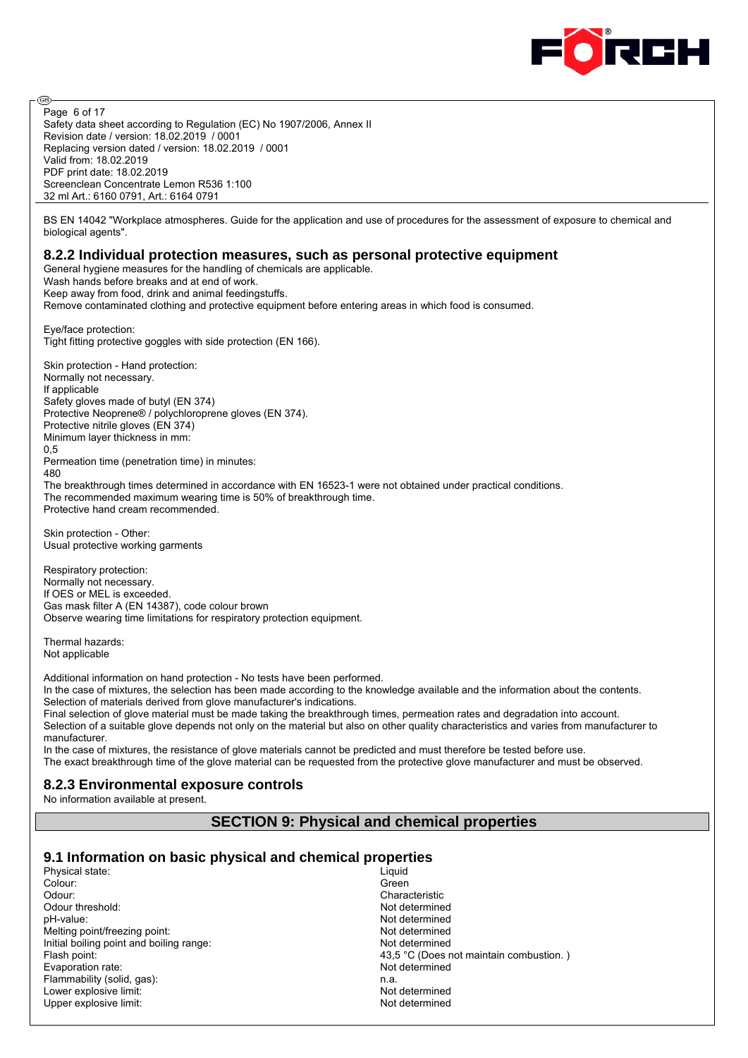BS EN 14042 "Workplace atmospheres. Guide for the application and use of procedures for the assessment of exposure to chemical and biological agents".

### 8.2.2 Individual protection measures, such as personal protective equipment

General hygiene measures for the handling of chemicals are applicable.
Wash hands before breaks and at end of work.
Keep away from food, drink and animal feedingstuffs.
Remove contaminated clothing and protective equipment before entering areas in which food is consumed.

Eye/face protection:
Tight fitting protective goggles with side protection (EN 166).

Skin protection - Hand protection:
Normally not necessary.
If applicable
Safety gloves made of butyl (EN 374)
Protective Neoprene® / polychloroprene gloves (EN 374).
Protective nitrile gloves (EN 374)
Minimum layer thickness in mm:
0,5
Permeation time (penetration time) in minutes:
480
The breakthrough times determined in accordance with EN 16523-1 were not obtained under practical conditions.
The recommended maximum wearing time is 50% of breakthrough time.
Protective hand cream recommended.

Skin protection - Other:
Usual protective working garments

Respiratory protection:
Normally not necessary.
If OES or MEL is exceeded.
Gas mask filter A (EN 14387), code colour brown
Observe wearing time limitations for respiratory protection equipment.

Thermal hazards:
Not applicable

Additional information on hand protection - No tests have been performed.
In the case of mixtures, the selection has been made according to the knowledge available and the information about the contents.
Selection of materials derived from glove manufacturer's indications.
Final selection of glove material must be made taking the breakthrough times, permeation rates and degradation into account.
Selection of a suitable glove depends not only on the material but also on other quality characteristics and varies from manufacturer to manufacturer.
In the case of mixtures, the resistance of glove materials cannot be predicted and must therefore be tested before use.
The exact breakthrough time of the glove material can be requested from the protective glove manufacturer and must be observed.

### 8.2.3 Environmental exposure controls

No information available at present.

## SECTION 9: Physical and chemical properties

### 9.1 Information on basic physical and chemical properties

| | |
|---|---|
| Physical state: | Liquid |
| Colour: | Green |
| Odour: | Characteristic |
| Odour threshold: | Not determined |
| pH-value: | Not determined |
| Melting point/freezing point: | Not determined |
| Initial boiling point and boiling range: | Not determined |
| Flash point: | 43,5 °C (Does not maintain combustion. ) |
| Evaporation rate: | Not determined |
| Flammability (solid, gas): | n.a. |
| Lower explosive limit: | Not determined |
| Upper explosive limit: | Not determined |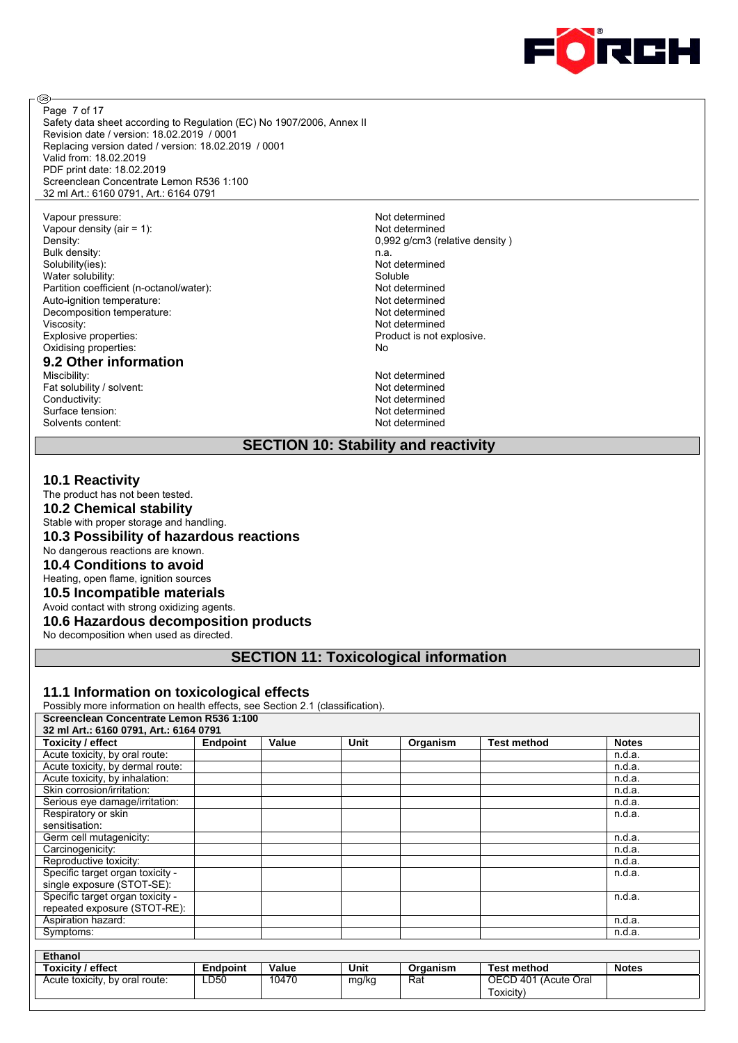Vapour pressure: Not determined
Vapour density (air = 1): Not determined
Density: 0,992 g/cm3 (relative density )
Bulk density: n.a.
Solubility(ies): Not determined
Water solubility: Soluble
Partition coefficient (n-octanol/water): Not determined
Auto-ignition temperature: Not determined
Decomposition temperature: Not determined
Viscosity: Not determined
Explosive properties: Product is not explosive.
Oxidising properties: No

### 9.2 Other information

Miscibility: Not determined
Fat solubility / solvent: Not determined
Conductivity: Not determined
Surface tension: Not determined
Solvents content: Not determined

## SECTION 10: Stability and reactivity

### 10.1 Reactivity

The product has not been tested.

### 10.2 Chemical stability

Stable with proper storage and handling.

### 10.3 Possibility of hazardous reactions

No dangerous reactions are known.

### 10.4 Conditions to avoid

Heating, open flame, ignition sources

### 10.5 Incompatible materials

Avoid contact with strong oxidizing agents.

### 10.6 Hazardous decomposition products

No decomposition when used as directed.

## SECTION 11: Toxicological information

### 11.1 Information on toxicological effects

Possibly more information on health effects, see Section 2.1 (classification).

**Screenclean Concentrate Lemon R536 1:100**
**32 ml Art.: 6160 0791, Art.: 6164 0791**

| Toxicity / effect | Endpoint | Value | Unit | Organism | Test method | Notes |
|---|---|---|---|---|---|---|
| Acute toxicity, by oral route: | | | | | | n.d.a. |
| Acute toxicity, by dermal route: | | | | | | n.d.a. |
| Acute toxicity, by inhalation: | | | | | | n.d.a. |
| Skin corrosion/irritation: | | | | | | n.d.a. |
| Serious eye damage/irritation: | | | | | | n.d.a. |
| Respiratory or skin sensitisation: | | | | | | n.d.a. |
| Germ cell mutagenicity: | | | | | | n.d.a. |
| Carcinogenicity: | | | | | | n.d.a. |
| Reproductive toxicity: | | | | | | n.d.a. |
| Specific target organ toxicity - single exposure (STOT-SE): | | | | | | n.d.a. |
| Specific target organ toxicity - repeated exposure (STOT-RE): | | | | | | n.d.a. |
| Aspiration hazard: | | | | | | n.d.a. |
| Symptoms: | | | | | | n.d.a. |

**Ethanol**

| Toxicity / effect | Endpoint | Value | Unit | Organism | Test method | Notes |
|---|---|---|---|---|---|---|
| Acute toxicity, by oral route: | LD50 | 10470 | mg/kg | Rat | OECD 401 (Acute Oral Toxicity) | |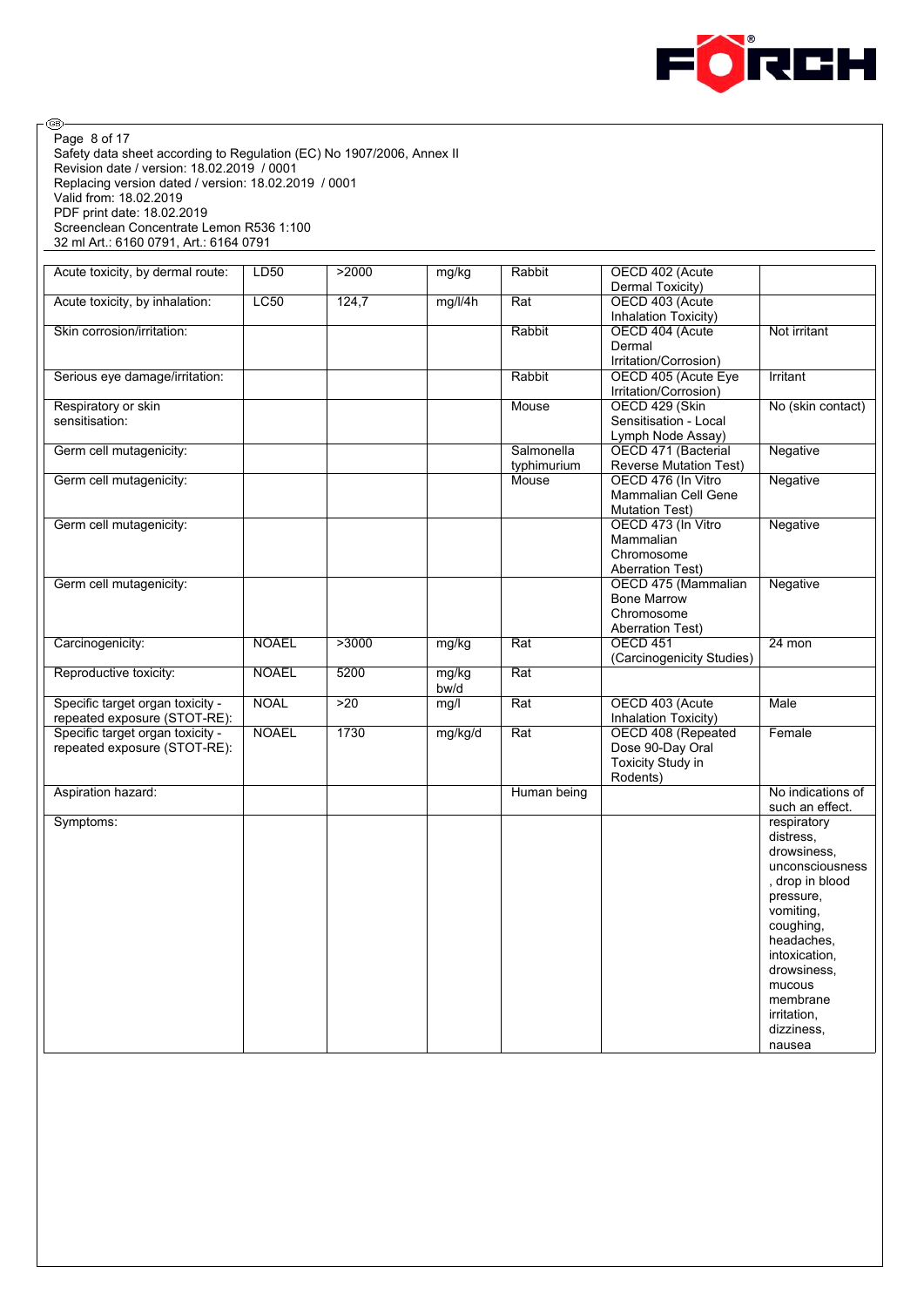Safety data sheet according to Regulation (EC) No 1907/2006, Annex II
Revision date / version: 18.02.2019 / 0001
Replacing version dated / version: 18.02.2019 / 0001
Valid from: 18.02.2019
PDF print date: 18.02.2019
Screenclean Concentrate Lemon R536 1:100
32 ml Art.: 6160 0791, Art.: 6164 0791

| | | | | | | |
|---|---|---|---|---|---|---|
| Acute toxicity, by dermal route: | LD50 | >2000 | mg/kg | Rabbit | OECD 402 (Acute Dermal Toxicity) | |
| Acute toxicity, by inhalation: | LC50 | 124,7 | mg/l/4h | Rat | OECD 403 (Acute Inhalation Toxicity) | |
| Skin corrosion/irritation: | | | | Rabbit | OECD 404 (Acute Dermal Irritation/Corrosion) | Not irritant |
| Serious eye damage/irritation: | | | | Rabbit | OECD 405 (Acute Eye Irritation/Corrosion) | Irritant |
| Respiratory or skin sensitisation: | | | | Mouse | OECD 429 (Skin Sensitisation - Local Lymph Node Assay) | No (skin contact) |
| Germ cell mutagenicity: | | | | Salmonella typhimurium | OECD 471 (Bacterial Reverse Mutation Test) | Negative |
| Germ cell mutagenicity: | | | | Mouse | OECD 476 (In Vitro Mammalian Cell Gene Mutation Test) | Negative |
| Germ cell mutagenicity: | | | | | OECD 473 (In Vitro Mammalian Chromosome Aberration Test) | Negative |
| Germ cell mutagenicity: | | | | | OECD 475 (Mammalian Bone Marrow Chromosome Aberration Test) | Negative |
| Carcinogenicity: | NOAEL | >3000 | mg/kg | Rat | OECD 451 (Carcinogenicity Studies) | 24 mon |
| Reproductive toxicity: | NOAEL | 5200 | mg/kg bw/d | Rat | | |
| Specific target organ toxicity - repeated exposure (STOT-RE): | NOAL | >20 | mg/l | Rat | OECD 403 (Acute Inhalation Toxicity) | Male |
| Specific target organ toxicity - repeated exposure (STOT-RE): | NOAEL | 1730 | mg/kg/d | Rat | OECD 408 (Repeated Dose 90-Day Oral Toxicity Study in Rodents) | Female |
| Aspiration hazard: | | | | Human being | | No indications of such an effect. |
| Symptoms: | | | | | | respiratory distress, drowsiness, unconsciousness, drop in blood pressure, vomiting, coughing, headaches, intoxication, drowsiness, mucous membrane irritation, dizziness, nausea |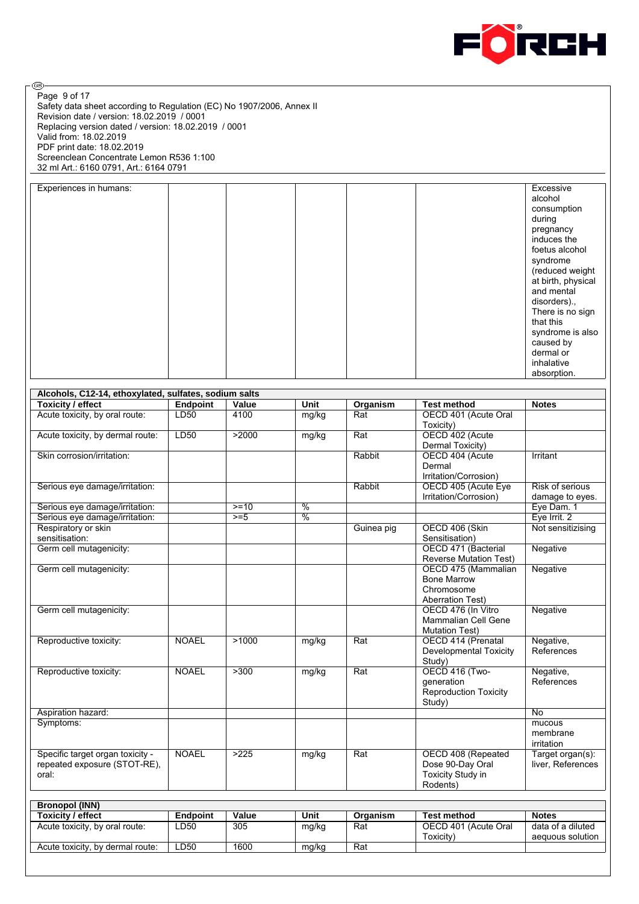| Experiences in humans: | | | | | | Excessive alcohol consumption during pregnancy induces the foetus alcohol syndrome (reduced weight at birth, physical and mental disorders)., There is no sign that this syndrome is also caused by dermal or inhalative absorption. |
|---|---|---|---|---|---|---|

| Alcohols, C12-14, ethoxylated, sulfates, sodium salts | | | | | | |
|---|---|---|---|---|---|---|
| **Toxicity / effect** | **Endpoint** | **Value** | **Unit** | **Organism** | **Test method** | **Notes** |
| Acute toxicity, by oral route: | LD50 | 4100 | mg/kg | Rat | OECD 401 (Acute Oral Toxicity) | |
| Acute toxicity, by dermal route: | LD50 | >2000 | mg/kg | Rat | OECD 402 (Acute Dermal Toxicity) | |
| Skin corrosion/irritation: | | | | Rabbit | OECD 404 (Acute Dermal Irritation/Corrosion) | Irritant |
| Serious eye damage/irritation: | | | | Rabbit | OECD 405 (Acute Eye Irritation/Corrosion) | Risk of serious damage to eyes. |
| Serious eye damage/irritation: | | >=10 | % | | | Eye Dam. 1 |
| Serious eye damage/irritation: | | >=5 | % | | | Eye Irrit. 2 |
| Respiratory or skin sensitisation: | | | | Guinea pig | OECD 406 (Skin Sensitisation) | Not sensitizising |
| Germ cell mutagenicity: | | | | | OECD 471 (Bacterial Reverse Mutation Test) | Negative |
| Germ cell mutagenicity: | | | | | OECD 475 (Mammalian Bone Marrow Chromosome Aberration Test) | Negative |
| Germ cell mutagenicity: | | | | | OECD 476 (In Vitro Mammalian Cell Gene Mutation Test) | Negative |
| Reproductive toxicity: | NOAEL | >1000 | mg/kg | Rat | OECD 414 (Prenatal Developmental Toxicity Study) | Negative, References |
| Reproductive toxicity: | NOAEL | >300 | mg/kg | Rat | OECD 416 (Two-generation Reproduction Toxicity Study) | Negative, References |
| Aspiration hazard: | | | | | | No |
| Symptoms: | | | | | | mucous membrane irritation |
| Specific target organ toxicity - repeated exposure (STOT-RE), oral: | NOAEL | >225 | mg/kg | Rat | OECD 408 (Repeated Dose 90-Day Oral Toxicity Study in Rodents) | Target organ(s): liver, References |

| Bronopol (INN) | | | | | | |
|---|---|---|---|---|---|---|
| **Toxicity / effect** | **Endpoint** | **Value** | **Unit** | **Organism** | **Test method** | **Notes** |
| Acute toxicity, by oral route: | LD50 | 305 | mg/kg | Rat | OECD 401 (Acute Oral Toxicity) | data of a diluted aequous solution |
| Acute toxicity, by dermal route: | LD50 | 1600 | mg/kg | Rat | | |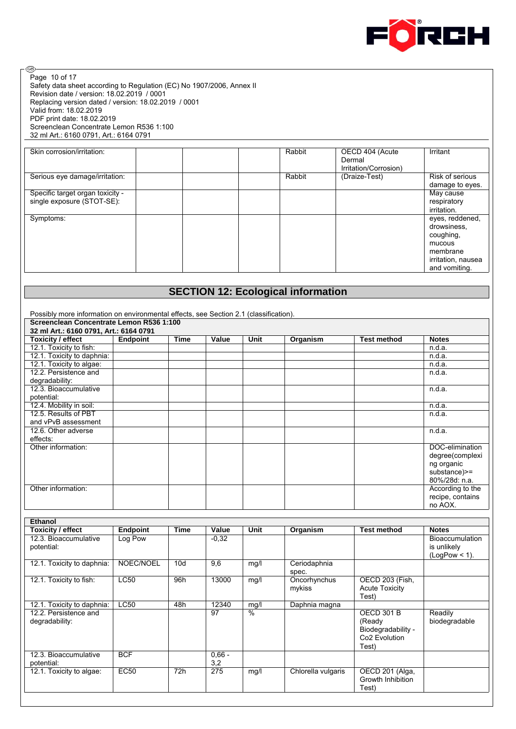Page 10 of 17
Safety data sheet according to Regulation (EC) No 1907/2006, Annex II
Revision date / version: 18.02.2019 / 0001
Replacing version dated / version: 18.02.2019 / 0001
Valid from: 18.02.2019
PDF print date: 18.02.2019
Screenclean Concentrate Lemon R536 1:100
32 ml Art.: 6160 0791, Art.: 6164 0791

| | | | | | | |
|---|---|---|---|---|---|---|
| Skin corrosion/irritation: | | | | Rabbit | OECD 404 (Acute Dermal Irritation/Corrosion) | Irritant |
| Serious eye damage/irritation: | | | | Rabbit | (Draize-Test) | Risk of serious damage to eyes. |
| Specific target organ toxicity - single exposure (STOT-SE): | | | | | | May cause respiratory irritation. |
| Symptoms: | | | | | | eyes, reddened, drowsiness, coughing, mucous membrane irritation, nausea and vomiting. |

## SECTION 12: Ecological information

Possibly more information on environmental effects, see Section 2.1 (classification).

**Screenclean Concentrate Lemon R536 1:100**
**32 ml Art.: 6160 0791, Art.: 6164 0791**

| Toxicity / effect | Endpoint | Time | Value | Unit | Organism | Test method | Notes |
|---|---|---|---|---|---|---|---|
| 12.1. Toxicity to fish: | | | | | | | n.d.a. |
| 12.1. Toxicity to daphnia: | | | | | | | n.d.a. |
| 12.1. Toxicity to algae: | | | | | | | n.d.a. |
| 12.2. Persistence and degradability: | | | | | | | n.d.a. |
| 12.3. Bioaccumulative potential: | | | | | | | n.d.a. |
| 12.4. Mobility in soil: | | | | | | | n.d.a. |
| 12.5. Results of PBT and vPvB assessment | | | | | | | n.d.a. |
| 12.6. Other adverse effects: | | | | | | | n.d.a. |
| Other information: | | | | | | | DOC-elimination degree(complexing organic substance)>= 80%/28d: n.a. |
| Other information: | | | | | | | According to the recipe, contains no AOX. |

**Ethanol**

| Toxicity / effect | Endpoint | Time | Value | Unit | Organism | Test method | Notes |
|---|---|---|---|---|---|---|---|
| 12.3. Bioaccumulative potential: | Log Pow | | -0,32 | | | | Bioaccumulation is unlikely (LogPow < 1). |
| 12.1. Toxicity to daphnia: | NOEC/NOEL | 10d | 9,6 | mg/l | Ceriodaphnia spec. | | |
| 12.1. Toxicity to fish: | LC50 | 96h | 13000 | mg/l | Oncorhynchus mykiss | OECD 203 (Fish, Acute Toxicity Test) | |
| 12.1. Toxicity to daphnia: | LC50 | 48h | 12340 | mg/l | Daphnia magna | | |
| 12.2. Persistence and degradability: | | | 97 | % | | OECD 301 B (Ready Biodegradability - Co2 Evolution Test) | Readily biodegradable |
| 12.3. Bioaccumulative potential: | BCF | | 0,66 - 3,2 | | | | |
| 12.1. Toxicity to algae: | EC50 | 72h | 275 | mg/l | Chlorella vulgaris | OECD 201 (Alga, Growth Inhibition Test) | |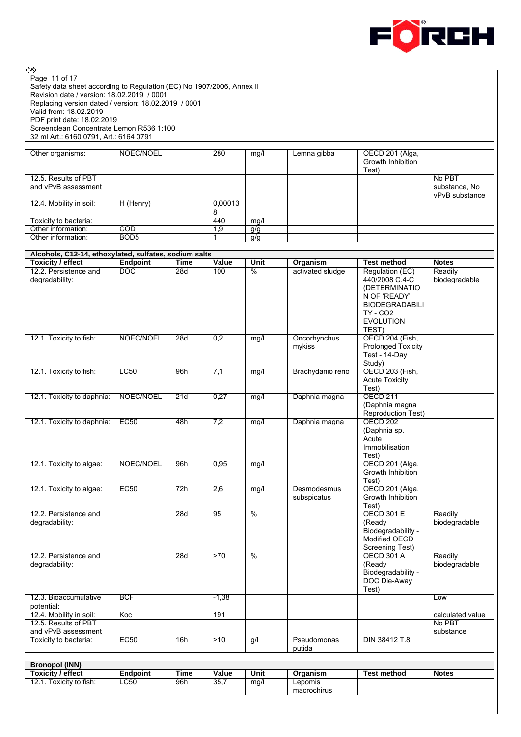Safety data sheet according to Regulation (EC) No 1907/2006, Annex II
Revision date / version: 18.02.2019 / 0001
Replacing version dated / version: 18.02.2019 / 0001
Valid from: 18.02.2019
PDF print date: 18.02.2019
Screenclean Concentrate Lemon R536 1:100
32 ml Art.: 6160 0791, Art.: 6164 0791

| | | | | | | | |
|---|---|---|---|---|---|---|---|
| Other organisms: | NOEC/NOEL | | 280 | mg/l | Lemna gibba | OECD 201 (Alga, Growth Inhibition Test) | |
| 12.5. Results of PBT and vPvB assessment | | | | | | | No PBT substance, No vPvB substance |
| 12.4. Mobility in soil: | H (Henry) | | 0,000138 | | | | |
| Toxicity to bacteria: | | | 440 | mg/l | | | |
| Other information: | COD | | 1,9 | g/g | | | |
| Other information: | BOD5 | | 1 | g/g | | | |

**Alcohols, C12-14, ethoxylated, sulfates, sodium salts**

| Toxicity / effect | Endpoint | Time | Value | Unit | Organism | Test method | Notes |
|---|---|---|---|---|---|---|---|
| 12.2. Persistence and degradability: | DOC | 28d | 100 | % | activated sludge | Regulation (EC) 440/2008 C.4-C (DETERMINATION OF 'READY' BIODEGRADABILITY - CO2 EVOLUTION TEST) | Readily biodegradable |
| 12.1. Toxicity to fish: | NOEC/NOEL | 28d | 0,2 | mg/l | Oncorhynchus mykiss | OECD 204 (Fish, Prolonged Toxicity Test - 14-Day Study) | |
| 12.1. Toxicity to fish: | LC50 | 96h | 7,1 | mg/l | Brachydanio rerio | OECD 203 (Fish, Acute Toxicity Test) | |
| 12.1. Toxicity to daphnia: | NOEC/NOEL | 21d | 0,27 | mg/l | Daphnia magna | OECD 211 (Daphnia magna Reproduction Test) | |
| 12.1. Toxicity to daphnia: | EC50 | 48h | 7,2 | mg/l | Daphnia magna | OECD 202 (Daphnia sp. Acute Immobilisation Test) | |
| 12.1. Toxicity to algae: | NOEC/NOEL | 96h | 0,95 | mg/l | | OECD 201 (Alga, Growth Inhibition Test) | |
| 12.1. Toxicity to algae: | EC50 | 72h | 2,6 | mg/l | Desmodesmus subspicatus | OECD 201 (Alga, Growth Inhibition Test) | |
| 12.2. Persistence and degradability: | | 28d | 95 | % | | OECD 301 E (Ready Biodegradability - Modified OECD Screening Test) | Readily biodegradable |
| 12.2. Persistence and degradability: | | 28d | >70 | % | | OECD 301 A (Ready Biodegradability - DOC Die-Away Test) | Readily biodegradable |
| 12.3. Bioaccumulative potential: | BCF | | -1,38 | | | | Low |
| 12.4. Mobility in soil: | Koc | | 191 | | | | calculated value |
| 12.5. Results of PBT and vPvB assessment | | | | | | | No PBT substance |
| Toxicity to bacteria: | EC50 | 16h | >10 | g/l | Pseudomonas putida | DIN 38412 T.8 | |

**Bronopol (INN)**

| Toxicity / effect | Endpoint | Time | Value | Unit | Organism | Test method | Notes |
|---|---|---|---|---|---|---|---|
| 12.1. Toxicity to fish: | LC50 | 96h | 35,7 | mg/l | Lepomis macrochirus | | |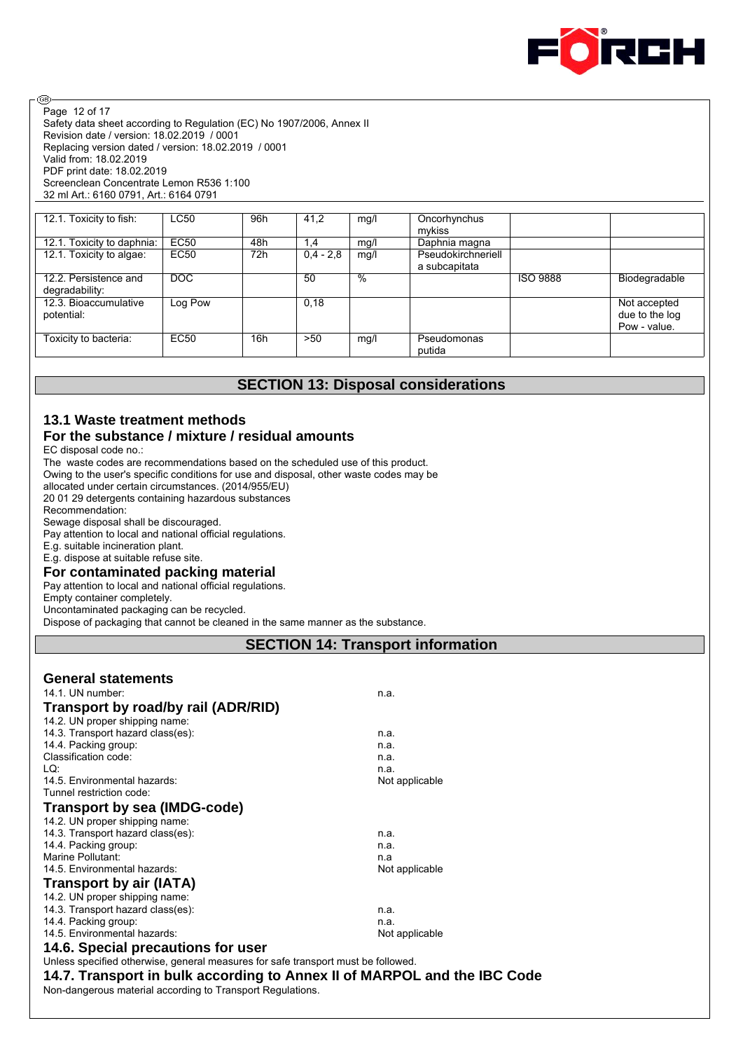| 12.1. Toxicity to fish: | LC50 | 96h | 41,2 | mg/l | Oncorhynchus mykiss | | |
|---|---|---|---|---|---|---|---|
| 12.1. Toxicity to daphnia: | EC50 | 48h | 1,4 | mg/l | Daphnia magna | | |
| 12.1. Toxicity to algae: | EC50 | 72h | 0,4 - 2,8 | mg/l | Pseudokirchneriella subcapitata | | |
| 12.2. Persistence and degradability: | DOC | | 50 | % | | ISO 9888 | Biodegradable |
| 12.3. Bioaccumulative potential: | Log Pow | | 0,18 | | | | Not accepted due to the log Pow - value. |
| Toxicity to bacteria: | EC50 | 16h | >50 | mg/l | Pseudomonas putida | | |

## SECTION 13: Disposal considerations

### 13.1 Waste treatment methods

### For the substance / mixture / residual amounts

EC disposal code no.:
The waste codes are recommendations based on the scheduled use of this product.
Owing to the user's specific conditions for use and disposal, other waste codes may be allocated under certain circumstances. (2014/955/EU)
20 01 29 detergents containing hazardous substances
Recommendation:
Sewage disposal shall be discouraged.
Pay attention to local and national official regulations.
E.g. suitable incineration plant.
E.g. dispose at suitable refuse site.

### For contaminated packing material

Pay attention to local and national official regulations.
Empty container completely.
Uncontaminated packaging can be recycled.
Dispose of packaging that cannot be cleaned in the same manner as the substance.

## SECTION 14: Transport information

### General statements

14.1. UN number: n.a.

### Transport by road/by rail (ADR/RID)

14.2. UN proper shipping name:
14.3. Transport hazard class(es): n.a.
14.4. Packing group: n.a.
Classification code: n.a.
LQ: n.a.
14.5. Environmental hazards: Not applicable
Tunnel restriction code:

### Transport by sea (IMDG-code)

14.2. UN proper shipping name:
14.3. Transport hazard class(es): n.a.
14.4. Packing group: n.a.
Marine Pollutant: n.a
14.5. Environmental hazards: Not applicable

### Transport by air (IATA)

14.2. UN proper shipping name:
14.3. Transport hazard class(es): n.a.
14.4. Packing group: n.a.
14.5. Environmental hazards: Not applicable

### 14.6. Special precautions for user

Unless specified otherwise, general measures for safe transport must be followed.

### 14.7. Transport in bulk according to Annex II of MARPOL and the IBC Code

Non-dangerous material according to Transport Regulations.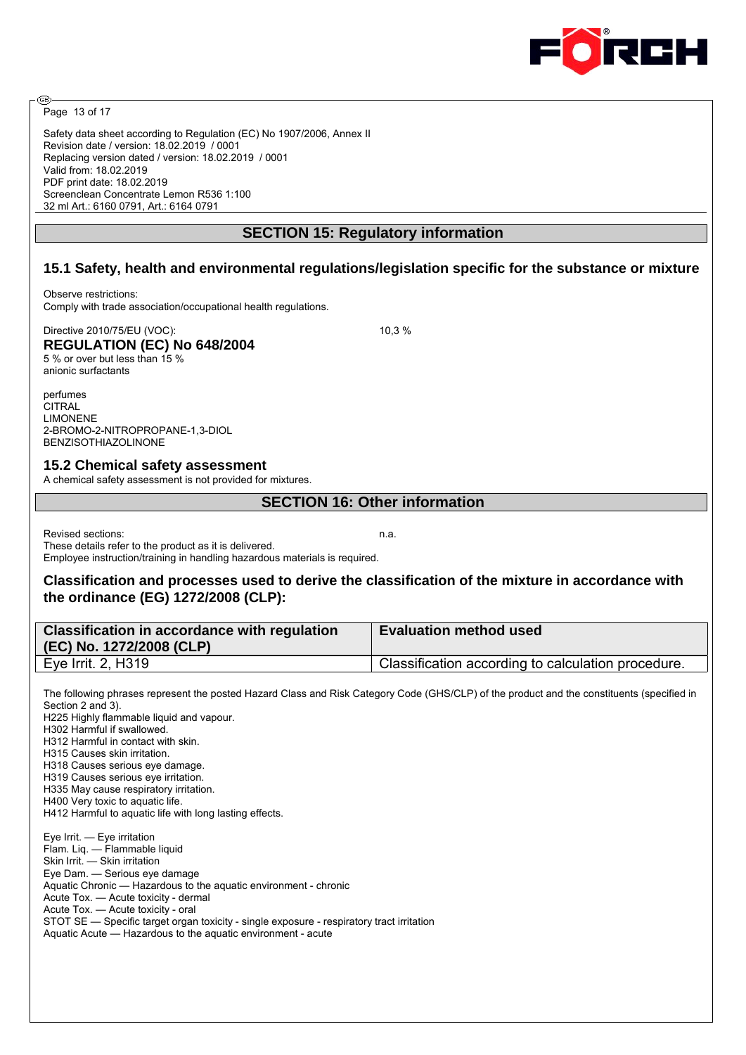Safety data sheet according to Regulation (EC) No 1907/2006, Annex II
Revision date / version: 18.02.2019 / 0001
Replacing version dated / version: 18.02.2019 / 0001
Valid from: 18.02.2019
PDF print date: 18.02.2019
Screenclean Concentrate Lemon R536 1:100
32 ml Art.: 6160 0791, Art.: 6164 0791

## SECTION 15: Regulatory information

### 15.1 Safety, health and environmental regulations/legislation specific for the substance or mixture

Observe restrictions:
Comply with trade association/occupational health regulations.

Directive 2010/75/EU (VOC): 10,3 %

**REGULATION (EC) No 648/2004**
5 % or over but less than 15 %
anionic surfactants

perfumes
CITRAL
LIMONENE
2-BROMO-2-NITROPROPANE-1,3-DIOL
BENZISOTHIAZOLINONE

### 15.2 Chemical safety assessment

A chemical safety assessment is not provided for mixtures.

## SECTION 16: Other information

Revised sections: n.a.
These details refer to the product as it is delivered.
Employee instruction/training in handling hazardous materials is required.

### Classification and processes used to derive the classification of the mixture in accordance with the ordinance (EG) 1272/2008 (CLP):

| Classification in accordance with regulation (EC) No. 1272/2008 (CLP) | Evaluation method used |
|---|---|
| Eye Irrit. 2, H319 | Classification according to calculation procedure. |

The following phrases represent the posted Hazard Class and Risk Category Code (GHS/CLP) of the product and the constituents (specified in Section 2 and 3).
H225 Highly flammable liquid and vapour.
H302 Harmful if swallowed.
H312 Harmful in contact with skin.
H315 Causes skin irritation.
H318 Causes serious eye damage.
H319 Causes serious eye irritation.
H335 May cause respiratory irritation.
H400 Very toxic to aquatic life.
H412 Harmful to aquatic life with long lasting effects.

Eye Irrit. — Eye irritation
Flam. Liq. — Flammable liquid
Skin Irrit. — Skin irritation
Eye Dam. — Serious eye damage
Aquatic Chronic — Hazardous to the aquatic environment - chronic
Acute Tox. — Acute toxicity - dermal
Acute Tox. — Acute toxicity - oral
STOT SE — Specific target organ toxicity - single exposure - respiratory tract irritation
Aquatic Acute — Hazardous to the aquatic environment - acute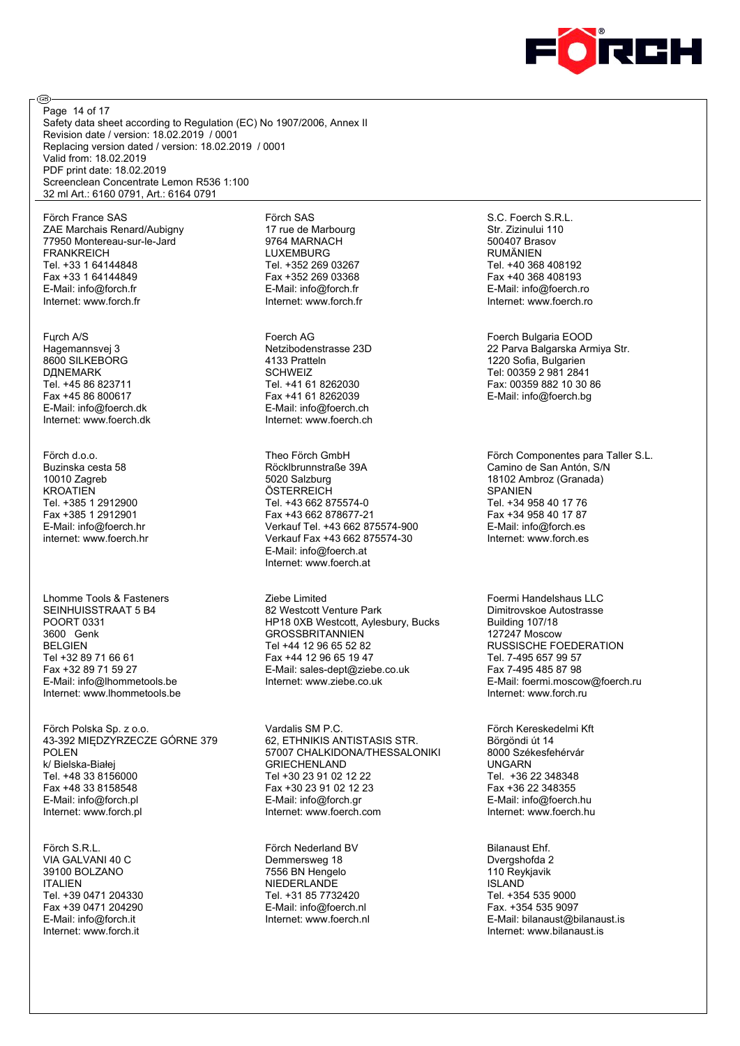Page 14 of 17
Safety data sheet according to Regulation (EC) No 1907/2006, Annex II
Revision date / version: 18.02.2019 / 0001
Replacing version dated / version: 18.02.2019 / 0001
Valid from: 18.02.2019
PDF print date: 18.02.2019
Screenclean Concentrate Lemon R536 1:100
32 ml Art.: 6160 0791, Art.: 6164 0791

Förch France SAS
ZAE Marchais Renard/Aubigny
77950 Montereau-sur-le-Jard
FRANKREICH
Tel. +33 1 64144848
Fax +33 1 64144849
E-Mail: info@forch.fr
Internet: www.forch.fr

Förch SAS
17 rue de Marbourg
9764 MARNACH
LUXEMBURG
Tel. +352 269 03267
Fax +352 269 03368
E-Mail: info@forch.fr
Internet: www.forch.fr

S.C. Foerch S.R.L.
Str. Zizinului 110
500407 Brasov
RUMÄNIEN
Tel. +40 368 408192
Fax +40 368 408193
E-Mail: info@foerch.ro
Internet: www.foerch.ro

Fцrch A/S
Hagemannsvej 3
8600 SILKEBORG
DДNEMARK
Tel. +45 86 823711
Fax +45 86 800617
E-Mail: info@foerch.dk
Internet: www.foerch.dk

Foerch AG
Netzibodenstrasse 23D
4133 Pratteln
SCHWEIZ
Tel. +41 61 8262030
Fax +41 61 8262039
E-Mail: info@foerch.ch
Internet: www.foerch.ch

Foerch Bulgaria EOOD
22 Parva Balgarska Armiya Str.
1220 Sofia, Bulgarien
Tel: 00359 2 981 2841
Fax: 00359 882 10 30 86
E-Mail: info@foerch.bg

Förch d.o.o.
Buzinska cesta 58
10010 Zagreb
KROATIEN
Tel. +385 1 2912900
Fax +385 1 2912901
E-Mail: info@foerch.hr
internet: www.foerch.hr

Theo Förch GmbH
Röcklbrunnstraße 39A
5020 Salzburg
ÖSTERREICH
Tel. +43 662 875574-0
Fax +43 662 878677-21
Verkauf Tel. +43 662 875574-900
Verkauf Fax +43 662 875574-30
E-Mail: info@foerch.at
Internet: www.foerch.at

Förch Componentes para Taller S.L.
Camino de San Antón, S/N
18102 Ambroz (Granada)
SPANIEN
Tel. +34 958 40 17 76
Fax +34 958 40 17 87
E-Mail: info@forch.es
Internet: www.forch.es

Lhomme Tools & Fasteners
SEINHUISSTRAAT 5 B4
POORT 0331
3600 Genk
BELGIEN
Tel +32 89 71 66 61
Fax +32 89 71 59 27
E-Mail: info@lhommetools.be
Internet: www.lhommetools.be

Ziebe Limited
82 Westcott Venture Park
HP18 0XB Westcott, Aylesbury, Bucks
GROSSBRITANNIEN
Tel +44 12 96 65 52 82
Fax +44 12 96 65 19 47
E-Mail: sales-dept@ziebe.co.uk
Internet: www.ziebe.co.uk

Foermi Handelshaus LLC
Dimitrovskoe Autostrasse
Building 107/18
127247 Moscow
RUSSISCHE FOEDERATION
Tel. 7-495 657 99 57
Fax 7-495 485 87 98
E-Mail: foermi.moscow@foerch.ru
Internet: www.forch.ru

Förch Polska Sp. z o.o.
43-392 MIĘDZYRZECZE GÓRNE 379
POLEN
k/ Bielska-Białej
Tel. +48 33 8156000
Fax +48 33 8158548
E-Mail: info@forch.pl
Internet: www.forch.pl

Vardalis SM P.C.
62, ETHNIKIS ANTISTASIS STR.
57007 CHALKIDONA/THESSALONIKI
GRIECHENLAND
Tel +30 23 91 02 12 22
Fax +30 23 91 02 12 23
E-Mail: info@forch.gr
Internet: www.foerch.com

Förch Kereskedelmi Kft
Börgöndi út 14
8000 Székesfehérvár
UNGARN
Tel. +36 22 348348
Fax +36 22 348355
E-Mail: info@foerch.hu
Internet: www.foerch.hu

Förch S.R.L.
VIA GALVANI 40 C
39100 BOLZANO
ITALIEN
Tel. +39 0471 204330
Fax +39 0471 204290
E-Mail: info@forch.it
Internet: www.forch.it

Förch Nederland BV
Demmersweg 18
7556 BN Hengelo
NIEDERLANDE
Tel. +31 85 7732420
E-Mail: info@foerch.nl
Internet: www.foerch.nl

Bilanaust Ehf.
Dvergshofda 2
110 Reykjavik
ISLAND
Tel. +354 535 9000
Fax. +354 535 9097
E-Mail: bilanaust@bilanaust.is
Internet: www.bilanaust.is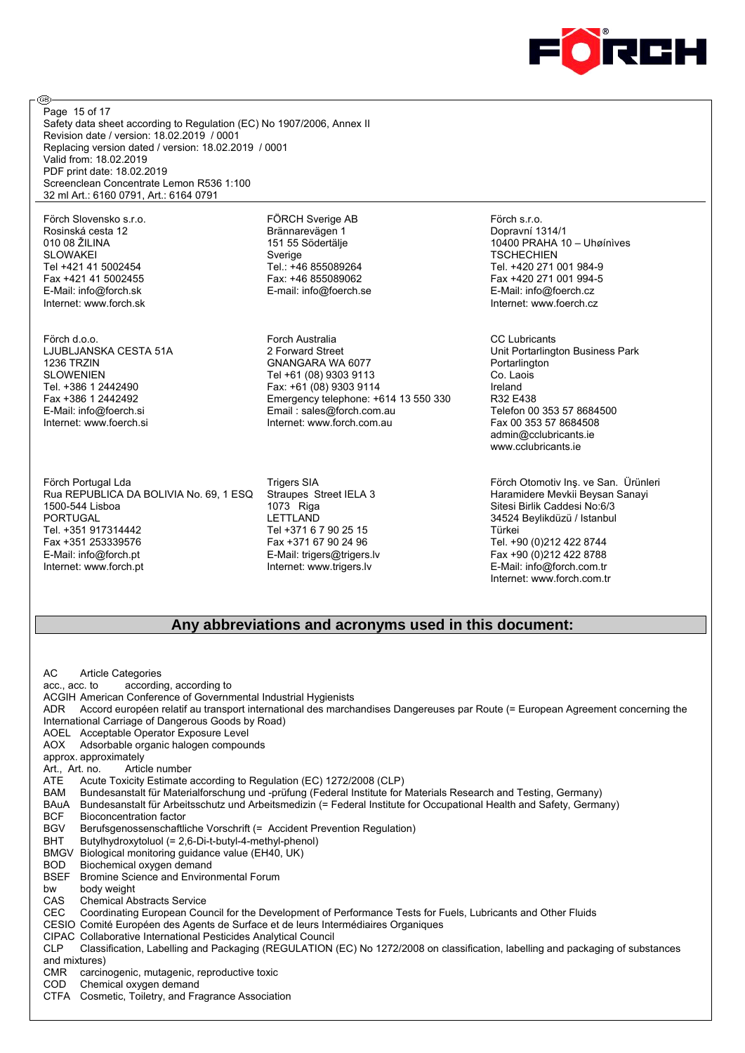Safety data sheet according to Regulation (EC) No 1907/2006, Annex II
Revision date / version: 18.02.2019 / 0001
Replacing version dated / version: 18.02.2019 / 0001
Valid from: 18.02.2019
PDF print date: 18.02.2019
Screenclean Concentrate Lemon R536 1:100
32 ml Art.: 6160 0791, Art.: 6164 0791

Förch Slovensko s.r.o.
Rosinská cesta 12
010 08 ŽILINA
SLOWAKEI
Tel +421 41 5002454
Fax +421 41 5002455
E-Mail: info@forch.sk
Internet: www.forch.sk

FÖRCH Sverige AB
Brännarevägen 1
151 55 Södertälje
Sverige
Tel.: +46 855089264
Fax: +46 855089062
E-mail: info@foerch.se

Förch s.r.o.
Dopravní 1314/1
10400 PRAHA 10 – Uhøínives
TSCHECHIEN
Tel. +420 271 001 984-9
Fax +420 271 001 994-5
E-Mail: info@foerch.cz
Internet: www.foerch.cz

Förch d.o.o.
LJUBLJANSKA CESTA 51A
1236 TRZIN
SLOWENIEN
Tel. +386 1 2442490
Fax +386 1 2442492
E-Mail: info@foerch.si
Internet: www.foerch.si

Forch Australia
2 Forward Street
GNANGARA WA 6077
Tel +61 (08) 9303 9113
Fax: +61 (08) 9303 9114
Emergency telephone: +614 13 550 330
Email : sales@forch.com.au
Internet: www.forch.com.au

CC Lubricants
Unit Portarlington Business Park
Portarlington
Co. Laois
Ireland
R32 E438
Telefon 00 353 57 8684500
Fax 00 353 57 8684508
admin@cclubricants.ie
www.cclubricants.ie

Förch Portugal Lda
Rua REPUBLICA DA BOLIVIA No. 69, 1 ESQ
1500-544 Lisboa
PORTUGAL
Tel. +351 917314442
Fax +351 253339576
E-Mail: info@forch.pt
Internet: www.forch.pt

Trigers SIA
Straupes Street IELA 3
1073 Riga
LETTLAND
Tel +371 6 7 90 25 15
Fax +371 67 90 24 96
E-Mail: trigers@trigers.lv
Internet: www.trigers.lv

Förch Otomotiv Inş. ve San. Ürünleri
Haramidere Mevkii Beysan Sanayi
Sitesi Birlik Caddesi No:6/3
34524 Beylikdüzü / Istanbul
Türkei
Tel. +90 (0)212 422 8744
Fax +90 (0)212 422 8788
E-Mail: info@forch.com.tr
Internet: www.forch.com.tr

## Any abbreviations and acronyms used in this document:

AC Article Categories
acc., acc. to according, according to
ACGIH American Conference of Governmental Industrial Hygienists
ADR Accord européen relatif au transport international des marchandises Dangereuses par Route (= European Agreement concerning the International Carriage of Dangerous Goods by Road)
AOEL Acceptable Operator Exposure Level
AOX Adsorbable organic halogen compounds
approx. approximately
Art., Art. no. Article number
ATE Acute Toxicity Estimate according to Regulation (EC) 1272/2008 (CLP)
BAM Bundesanstalt für Materialforschung und -prüfung (Federal Institute for Materials Research and Testing, Germany)
BAuA Bundesanstalt für Arbeitsschutz und Arbeitsmedizin (= Federal Institute for Occupational Health and Safety, Germany)
BCF Bioconcentration factor
BGV Berufsgenossenschaftliche Vorschrift (= Accident Prevention Regulation)
BHT Butylhydroxytoluol (= 2,6-Di-t-butyl-4-methyl-phenol)
BMGV Biological monitoring guidance value (EH40, UK)
BOD Biochemical oxygen demand
BSEF Bromine Science and Environmental Forum
bw body weight
CAS Chemical Abstracts Service
CEC Coordinating European Council for the Development of Performance Tests for Fuels, Lubricants and Other Fluids
CESIO Comité Européen des Agents de Surface et de leurs Intermédiaires Organiques
CIPAC Collaborative International Pesticides Analytical Council
CLP Classification, Labelling and Packaging (REGULATION (EC) No 1272/2008 on classification, labelling and packaging of substances and mixtures)
CMR carcinogenic, mutagenic, reproductive toxic
COD Chemical oxygen demand
CTFA Cosmetic, Toiletry, and Fragrance Association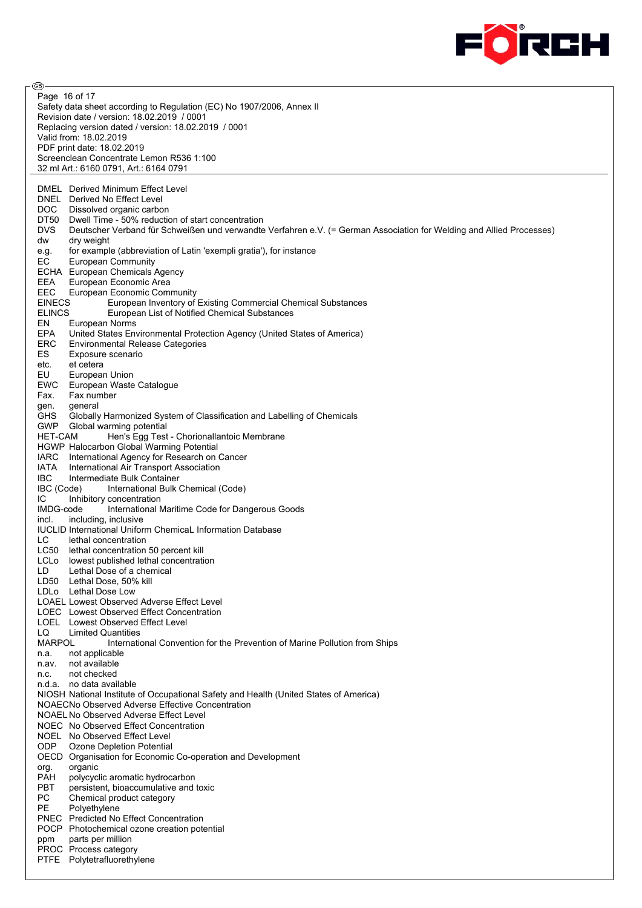DMEL Derived Minimum Effect Level
DNEL Derived No Effect Level
DOC Dissolved organic carbon
DT50 Dwell Time - 50% reduction of start concentration
DVS Deutscher Verband für Schweißen und verwandte Verfahren e.V. (= German Association for Welding and Allied Processes)
dw dry weight
e.g. for example (abbreviation of Latin 'exempli gratia'), for instance
EC European Community
ECHA European Chemicals Agency
EEA European Economic Area
EEC European Economic Community
EINECS European Inventory of Existing Commercial Chemical Substances
ELINCS European List of Notified Chemical Substances
EN European Norms
EPA United States Environmental Protection Agency (United States of America)
ERC Environmental Release Categories
ES Exposure scenario
etc. et cetera
EU European Union
EWC European Waste Catalogue
Fax. Fax number
gen. general
GHS Globally Harmonized System of Classification and Labelling of Chemicals
GWP Global warming potential
HET-CAM Hen's Egg Test - Chorionallantoic Membrane
HGWP Halocarbon Global Warming Potential
IARC International Agency for Research on Cancer
IATA International Air Transport Association
IBC Intermediate Bulk Container
IBC (Code) International Bulk Chemical (Code)
IC Inhibitory concentration
IMDG-code International Maritime Code for Dangerous Goods
incl. including, inclusive
IUCLID International Uniform ChemicaL Information Database
LC lethal concentration
LC50 lethal concentration 50 percent kill
LCLo lowest published lethal concentration
LD Lethal Dose of a chemical
LD50 Lethal Dose, 50% kill
LDLo Lethal Dose Low
LOAEL Lowest Observed Adverse Effect Level
LOEC Lowest Observed Effect Concentration
LOEL Lowest Observed Effect Level
LQ Limited Quantities
MARPOL International Convention for the Prevention of Marine Pollution from Ships
n.a. not applicable
n.av. not available
n.c. not checked
n.d.a. no data available
NIOSH National Institute of Occupational Safety and Health (United States of America)
NOAECNo Observed Adverse Effective Concentration
NOAEL No Observed Adverse Effect Level
NOEC No Observed Effect Concentration
NOEL No Observed Effect Level
ODP Ozone Depletion Potential
OECD Organisation for Economic Co-operation and Development
org. organic
PAH polycyclic aromatic hydrocarbon
PBT persistent, bioaccumulative and toxic
PC Chemical product category
PE Polyethylene
PNEC Predicted No Effect Concentration
POCP Photochemical ozone creation potential
ppm parts per million
PROC Process category
PTFE Polytetrafluorethylene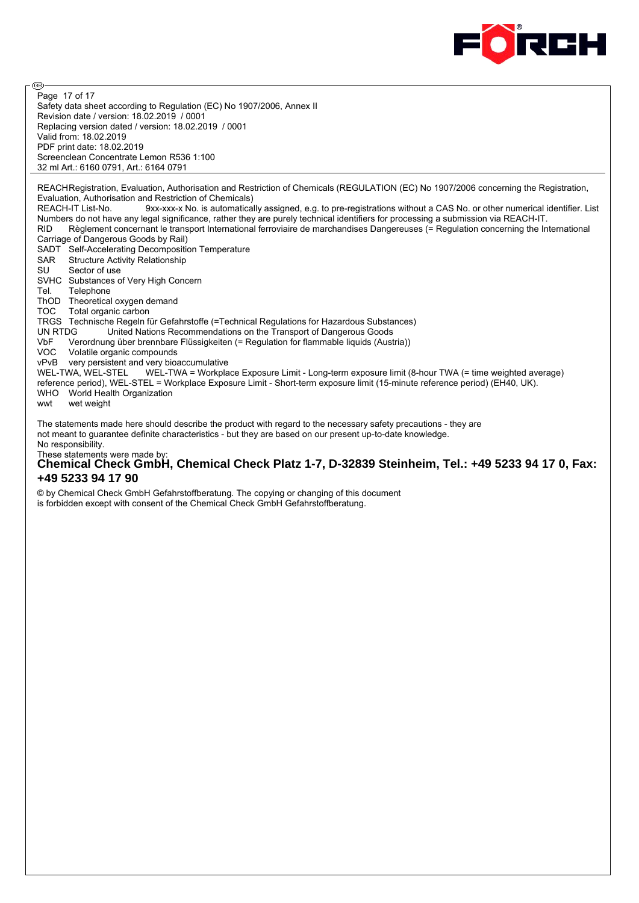REACH Registration, Evaluation, Authorisation and Restriction of Chemicals (REGULATION (EC) No 1907/2006 concerning the Registration, Evaluation, Authorisation and Restriction of Chemicals)
REACH-IT List-No. 9xx-xxx-x No. is automatically assigned, e.g. to pre-registrations without a CAS No. or other numerical identifier. List Numbers do not have any legal significance, rather they are purely technical identifiers for processing a submission via REACH-IT.
RID Règlement concernant le transport International ferroviaire de marchandises Dangereuses (= Regulation concerning the International Carriage of Dangerous Goods by Rail)
SADT Self-Accelerating Decomposition Temperature
SAR Structure Activity Relationship
SU Sector of use
SVHC Substances of Very High Concern
Tel. Telephone
ThOD Theoretical oxygen demand
TOC Total organic carbon
TRGS Technische Regeln für Gefahrstoffe (=Technical Regulations for Hazardous Substances)
UN RTDG United Nations Recommendations on the Transport of Dangerous Goods
VbF Verordnung über brennbare Flüssigkeiten (= Regulation for flammable liquids (Austria))
VOC Volatile organic compounds
vPvB very persistent and very bioaccumulative
WEL-TWA, WEL-STEL WEL-TWA = Workplace Exposure Limit - Long-term exposure limit (8-hour TWA (= time weighted average) reference period), WEL-STEL = Workplace Exposure Limit - Short-term exposure limit (15-minute reference period) (EH40, UK).
WHO World Health Organization
wwt wet weight

The statements made here should describe the product with regard to the necessary safety precautions - they are not meant to guarantee definite characteristics - but they are based on our present up-to-date knowledge.
No responsibility.
These statements were made by:

**Chemical Check GmbH, Chemical Check Platz 1-7, D-32839 Steinheim, Tel.: +49 5233 94 17 0, Fax: +49 5233 94 17 90**

© by Chemical Check GmbH Gefahrstoffberatung. The copying or changing of this document is forbidden except with consent of the Chemical Check GmbH Gefahrstoffberatung.